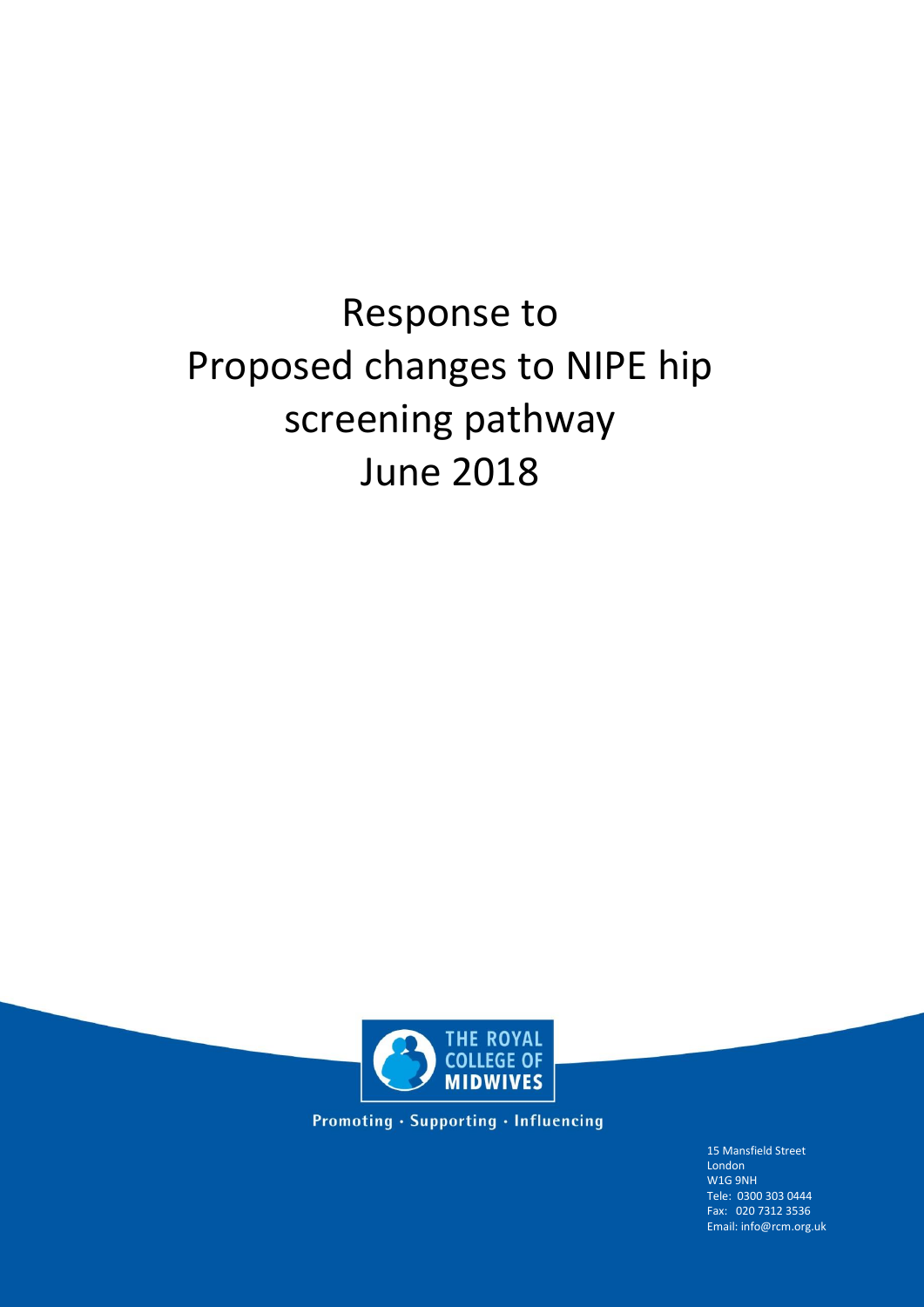# Response to Proposed changes to NIPE hip screening pathway June 2018

THE ROYAL COLLEGE OF MIDWIVES

Promoting · Supporting · Influencing

15 Mansfield Street
London
W1G 9NH
Tele: 0300 303 0444
Fax: 020 7312 3536
Email: info@rcm.org.uk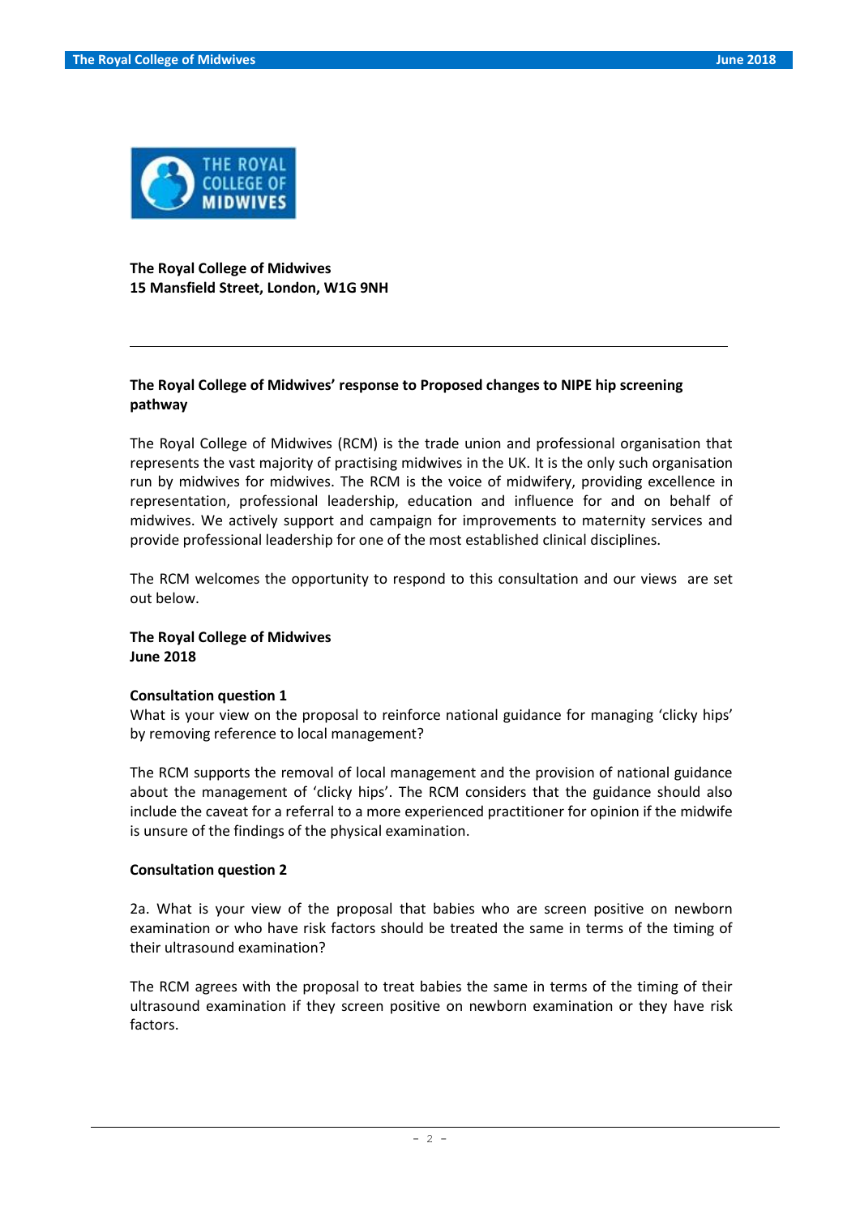The Royal College of Midwives
15 Mansfield Street, London, W1G 9NH

---

**The Royal College of Midwives' response to Proposed changes to NIPE hip screening pathway**

The Royal College of Midwives (RCM) is the trade union and professional organisation that represents the vast majority of practising midwives in the UK. It is the only such organisation run by midwives for midwives. The RCM is the voice of midwifery, providing excellence in representation, professional leadership, education and influence for and on behalf of midwives. We actively support and campaign for improvements to maternity services and provide professional leadership for one of the most established clinical disciplines.

The RCM welcomes the opportunity to respond to this consultation and our views are set out below.

**The Royal College of Midwives**
**June 2018**

**Consultation question 1**
What is your view on the proposal to reinforce national guidance for managing 'clicky hips' by removing reference to local management?

The RCM supports the removal of local management and the provision of national guidance about the management of 'clicky hips'. The RCM considers that the guidance should also include the caveat for a referral to a more experienced practitioner for opinion if the midwife is unsure of the findings of the physical examination.

**Consultation question 2**

2a. What is your view of the proposal that babies who are screen positive on newborn examination or who have risk factors should be treated the same in terms of the timing of their ultrasound examination?

The RCM agrees with the proposal to treat babies the same in terms of the timing of their ultrasound examination if they screen positive on newborn examination or they have risk factors.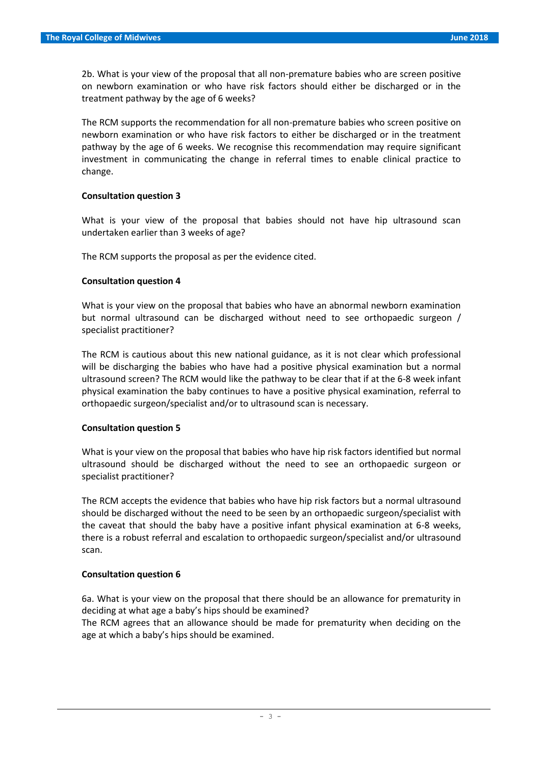2b. What is your view of the proposal that all non-premature babies who are screen positive on newborn examination or who have risk factors should either be discharged or in the treatment pathway by the age of 6 weeks?

The RCM supports the recommendation for all non-premature babies who screen positive on newborn examination or who have risk factors to either be discharged or in the treatment pathway by the age of 6 weeks. We recognise this recommendation may require significant investment in communicating the change in referral times to enable clinical practice to change.

**Consultation question 3**

What is your view of the proposal that babies should not have hip ultrasound scan undertaken earlier than 3 weeks of age?

The RCM supports the proposal as per the evidence cited.

**Consultation question 4**

What is your view on the proposal that babies who have an abnormal newborn examination but normal ultrasound can be discharged without need to see orthopaedic surgeon / specialist practitioner?

The RCM is cautious about this new national guidance, as it is not clear which professional will be discharging the babies who have had a positive physical examination but a normal ultrasound screen? The RCM would like the pathway to be clear that if at the 6-8 week infant physical examination the baby continues to have a positive physical examination, referral to orthopaedic surgeon/specialist and/or to ultrasound scan is necessary.

**Consultation question 5**

What is your view on the proposal that babies who have hip risk factors identified but normal ultrasound should be discharged without the need to see an orthopaedic surgeon or specialist practitioner?

The RCM accepts the evidence that babies who have hip risk factors but a normal ultrasound should be discharged without the need to be seen by an orthopaedic surgeon/specialist with the caveat that should the baby have a positive infant physical examination at 6-8 weeks, there is a robust referral and escalation to orthopaedic surgeon/specialist and/or ultrasound scan.

**Consultation question 6**

6a. What is your view on the proposal that there should be an allowance for prematurity in deciding at what age a baby's hips should be examined?
The RCM agrees that an allowance should be made for prematurity when deciding on the age at which a baby's hips should be examined.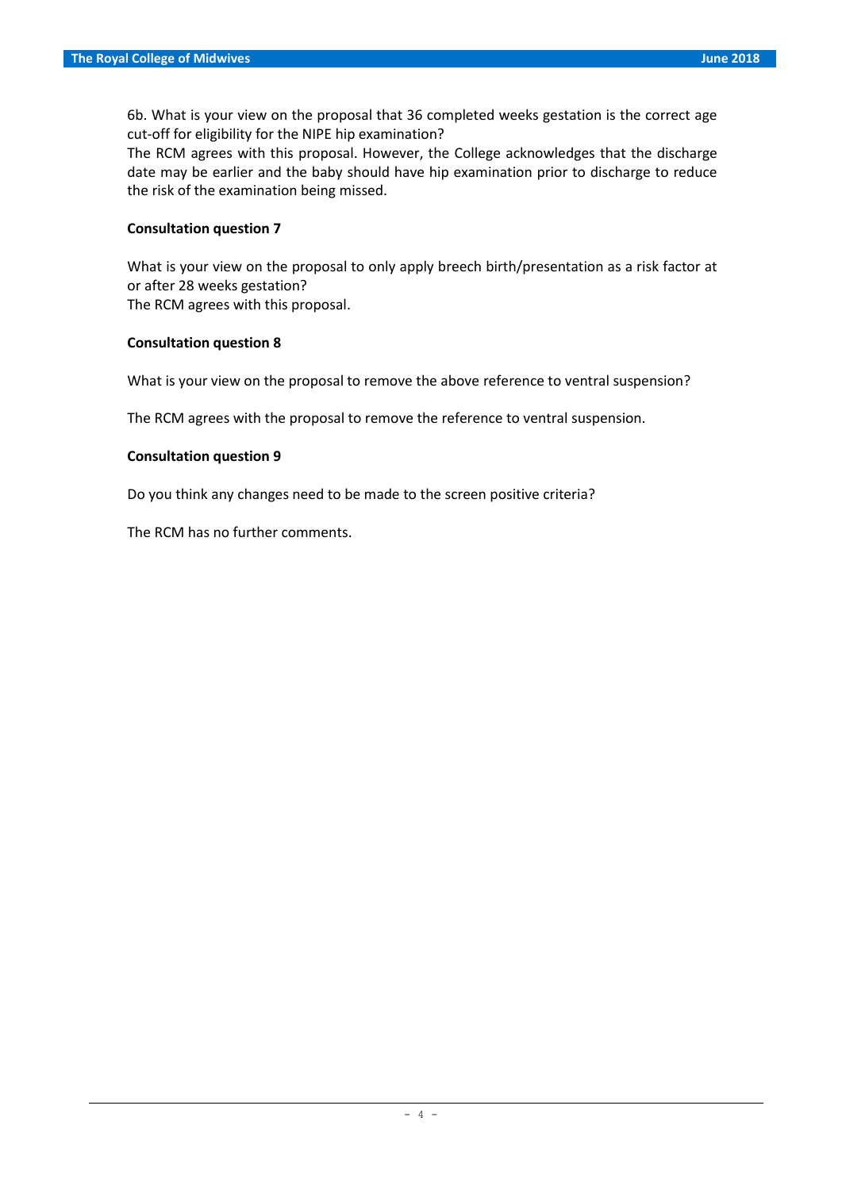6b. What is your view on the proposal that 36 completed weeks gestation is the correct age cut-off for eligibility for the NIPE hip examination?
The RCM agrees with this proposal. However, the College acknowledges that the discharge date may be earlier and the baby should have hip examination prior to discharge to reduce the risk of the examination being missed.

**Consultation question 7**

What is your view on the proposal to only apply breech birth/presentation as a risk factor at or after 28 weeks gestation?
The RCM agrees with this proposal.

**Consultation question 8**

What is your view on the proposal to remove the above reference to ventral suspension?

The RCM agrees with the proposal to remove the reference to ventral suspension.

**Consultation question 9**

Do you think any changes need to be made to the screen positive criteria?

The RCM has no further comments.